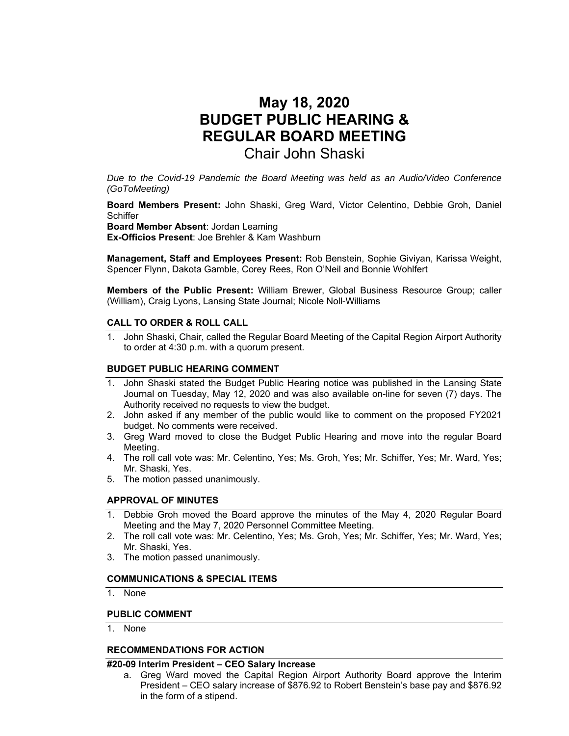# May 18, 2020
# BUDGET PUBLIC HEARING & REGULAR BOARD MEETING
## Chair John Shaski

*Due to the Covid-19 Pandemic the Board Meeting was held as an Audio/Video Conference (GoToMeeting)*

**Board Members Present:** John Shaski, Greg Ward, Victor Celentino, Debbie Groh, Daniel Schiffer
**Board Member Absent**: Jordan Leaming
**Ex-Officios Present**: Joe Brehler & Kam Washburn

**Management, Staff and Employees Present:** Rob Benstein, Sophie Giviyan, Karissa Weight, Spencer Flynn, Dakota Gamble, Corey Rees, Ron O'Neil and Bonnie Wohlfert

**Members of the Public Present:** William Brewer, Global Business Resource Group; caller (William), Craig Lyons, Lansing State Journal; Nicole Noll-Williams

### CALL TO ORDER & ROLL CALL

1. John Shaski, Chair, called the Regular Board Meeting of the Capital Region Airport Authority to order at 4:30 p.m. with a quorum present.

### BUDGET PUBLIC HEARING COMMENT

1. John Shaski stated the Budget Public Hearing notice was published in the Lansing State Journal on Tuesday, May 12, 2020 and was also available on-line for seven (7) days. The Authority received no requests to view the budget.
2. John asked if any member of the public would like to comment on the proposed FY2021 budget. No comments were received.
3. Greg Ward moved to close the Budget Public Hearing and move into the regular Board Meeting.
4. The roll call vote was: Mr. Celentino, Yes; Ms. Groh, Yes; Mr. Schiffer, Yes; Mr. Ward, Yes; Mr. Shaski, Yes.
5. The motion passed unanimously.

### APPROVAL OF MINUTES

1. Debbie Groh moved the Board approve the minutes of the May 4, 2020 Regular Board Meeting and the May 7, 2020 Personnel Committee Meeting.
2. The roll call vote was: Mr. Celentino, Yes; Ms. Groh, Yes; Mr. Schiffer, Yes; Mr. Ward, Yes; Mr. Shaski, Yes.
3. The motion passed unanimously.

### COMMUNICATIONS & SPECIAL ITEMS

1. None

### PUBLIC COMMENT

1. None

### RECOMMENDATIONS FOR ACTION

**#20-09 Interim President – CEO Salary Increase**

a. Greg Ward moved the Capital Region Airport Authority Board approve the Interim President – CEO salary increase of $876.92 to Robert Benstein's base pay and $876.92 in the form of a stipend.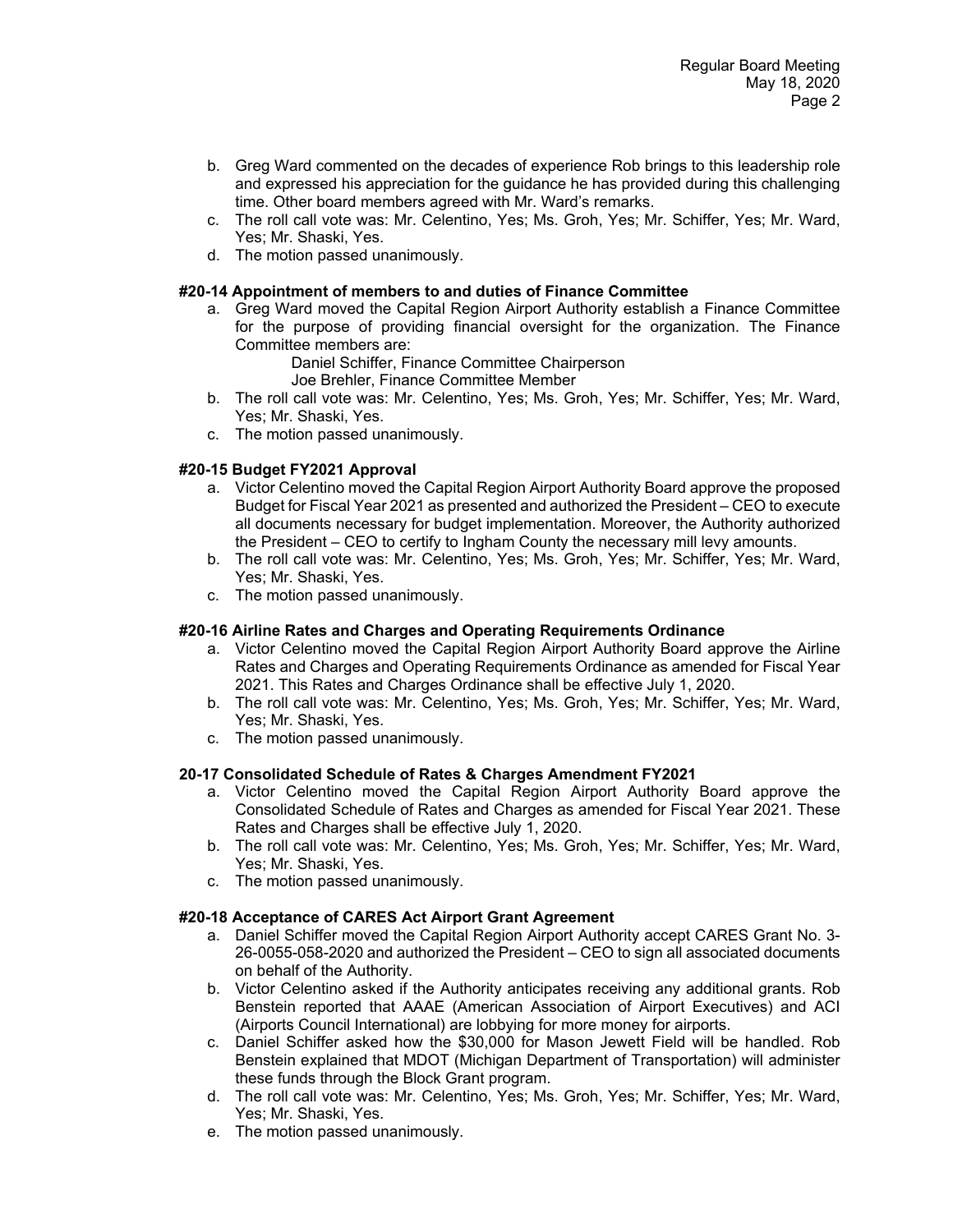b. Greg Ward commented on the decades of experience Rob brings to this leadership role and expressed his appreciation for the guidance he has provided during this challenging time. Other board members agreed with Mr. Ward's remarks.
c. The roll call vote was: Mr. Celentino, Yes; Ms. Groh, Yes; Mr. Schiffer, Yes; Mr. Ward, Yes; Mr. Shaski, Yes.
d. The motion passed unanimously.

**#20-14 Appointment of members to and duties of Finance Committee**

a. Greg Ward moved the Capital Region Airport Authority establish a Finance Committee for the purpose of providing financial oversight for the organization. The Finance Committee members are:
   Daniel Schiffer, Finance Committee Chairperson
   Joe Brehler, Finance Committee Member
b. The roll call vote was: Mr. Celentino, Yes; Ms. Groh, Yes; Mr. Schiffer, Yes; Mr. Ward, Yes; Mr. Shaski, Yes.
c. The motion passed unanimously.

**#20-15 Budget FY2021 Approval**

a. Victor Celentino moved the Capital Region Airport Authority Board approve the proposed Budget for Fiscal Year 2021 as presented and authorized the President – CEO to execute all documents necessary for budget implementation. Moreover, the Authority authorized the President – CEO to certify to Ingham County the necessary mill levy amounts.
b. The roll call vote was: Mr. Celentino, Yes; Ms. Groh, Yes; Mr. Schiffer, Yes; Mr. Ward, Yes; Mr. Shaski, Yes.
c. The motion passed unanimously.

**#20-16 Airline Rates and Charges and Operating Requirements Ordinance**

a. Victor Celentino moved the Capital Region Airport Authority Board approve the Airline Rates and Charges and Operating Requirements Ordinance as amended for Fiscal Year 2021. This Rates and Charges Ordinance shall be effective July 1, 2020.
b. The roll call vote was: Mr. Celentino, Yes; Ms. Groh, Yes; Mr. Schiffer, Yes; Mr. Ward, Yes; Mr. Shaski, Yes.
c. The motion passed unanimously.

**20-17 Consolidated Schedule of Rates & Charges Amendment FY2021**

a. Victor Celentino moved the Capital Region Airport Authority Board approve the Consolidated Schedule of Rates and Charges as amended for Fiscal Year 2021. These Rates and Charges shall be effective July 1, 2020.
b. The roll call vote was: Mr. Celentino, Yes; Ms. Groh, Yes; Mr. Schiffer, Yes; Mr. Ward, Yes; Mr. Shaski, Yes.
c. The motion passed unanimously.

**#20-18 Acceptance of CARES Act Airport Grant Agreement**

a. Daniel Schiffer moved the Capital Region Airport Authority accept CARES Grant No. 3-26-0055-058-2020 and authorized the President – CEO to sign all associated documents on behalf of the Authority.
b. Victor Celentino asked if the Authority anticipates receiving any additional grants. Rob Benstein reported that AAAE (American Association of Airport Executives) and ACI (Airports Council International) are lobbying for more money for airports.
c. Daniel Schiffer asked how the $30,000 for Mason Jewett Field will be handled. Rob Benstein explained that MDOT (Michigan Department of Transportation) will administer these funds through the Block Grant program.
d. The roll call vote was: Mr. Celentino, Yes; Ms. Groh, Yes; Mr. Schiffer, Yes; Mr. Ward, Yes; Mr. Shaski, Yes.
e. The motion passed unanimously.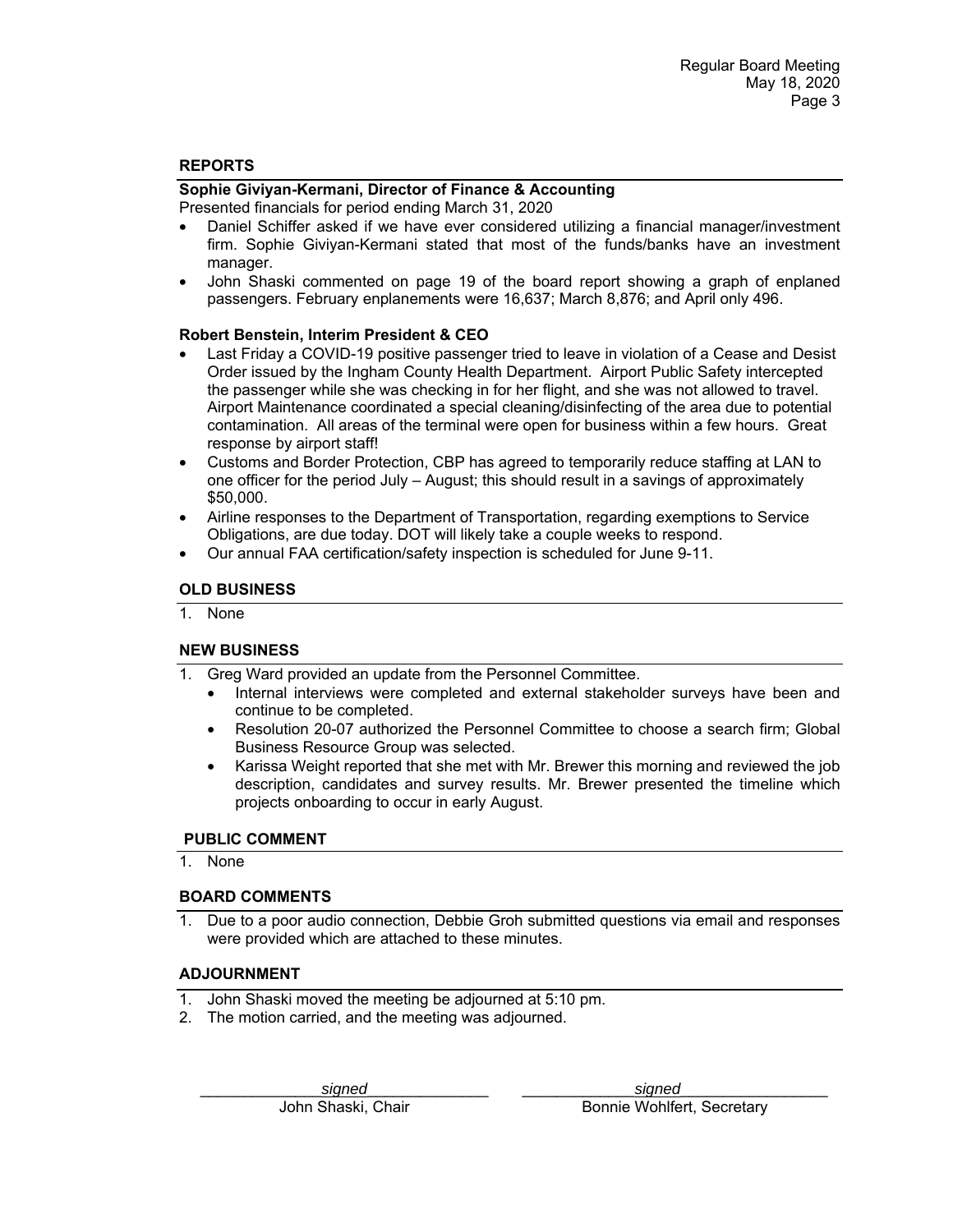## REPORTS

### Sophie Giviyan-Kermani, Director of Finance & Accounting

Presented financials for period ending March 31, 2020

- Daniel Schiffer asked if we have ever considered utilizing a financial manager/investment firm. Sophie Giviyan-Kermani stated that most of the funds/banks have an investment manager.
- John Shaski commented on page 19 of the board report showing a graph of enplaned passengers. February enplanements were 16,637; March 8,876; and April only 496.

### Robert Benstein, Interim President & CEO

- Last Friday a COVID-19 positive passenger tried to leave in violation of a Cease and Desist Order issued by the Ingham County Health Department. Airport Public Safety intercepted the passenger while she was checking in for her flight, and she was not allowed to travel. Airport Maintenance coordinated a special cleaning/disinfecting of the area due to potential contamination. All areas of the terminal were open for business within a few hours. Great response by airport staff!
- Customs and Border Protection, CBP has agreed to temporarily reduce staffing at LAN to one officer for the period July – August; this should result in a savings of approximately $50,000.
- Airline responses to the Department of Transportation, regarding exemptions to Service Obligations, are due today. DOT will likely take a couple weeks to respond.
- Our annual FAA certification/safety inspection is scheduled for June 9-11.

## OLD BUSINESS

1. None

## NEW BUSINESS

1. Greg Ward provided an update from the Personnel Committee.
   - Internal interviews were completed and external stakeholder surveys have been and continue to be completed.
   - Resolution 20-07 authorized the Personnel Committee to choose a search firm; Global Business Resource Group was selected.
   - Karissa Weight reported that she met with Mr. Brewer this morning and reviewed the job description, candidates and survey results. Mr. Brewer presented the timeline which projects onboarding to occur in early August.

## PUBLIC COMMENT

1. None

## BOARD COMMENTS

1. Due to a poor audio connection, Debbie Groh submitted questions via email and responses were provided which are attached to these minutes.

## ADJOURNMENT

1. John Shaski moved the meeting be adjourned at 5:10 pm.
2. The motion carried, and the meeting was adjourned.

| *signed* | *signed* |
|---|---|
| John Shaski, Chair | Bonnie Wohlfert, Secretary |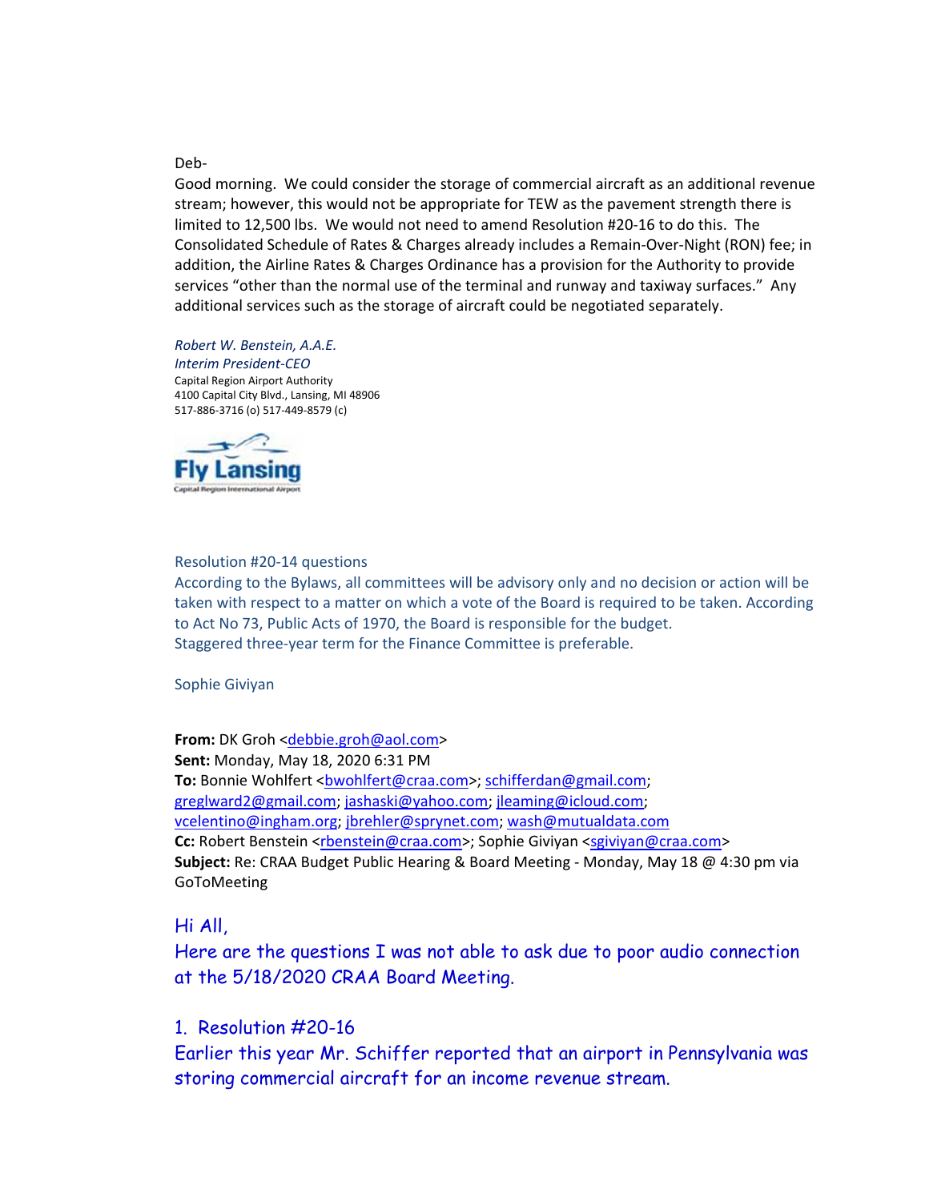Deb-

Good morning. We could consider the storage of commercial aircraft as an additional revenue stream; however, this would not be appropriate for TEW as the pavement strength there is limited to 12,500 lbs. We would not need to amend Resolution #20-16 to do this. The Consolidated Schedule of Rates & Charges already includes a Remain-Over-Night (RON) fee; in addition, the Airline Rates & Charges Ordinance has a provision for the Authority to provide services "other than the normal use of the terminal and runway and taxiway surfaces." Any additional services such as the storage of aircraft could be negotiated separately.

*Robert W. Benstein, A.A.E.*
*Interim President-CEO*
Capital Region Airport Authority
4100 Capital City Blvd., Lansing, MI 48906
517-886-3716 (o) 517-449-8579 (c)

Fly Lansing
Capital Region International Airport

Resolution #20-14 questions
According to the Bylaws, all committees will be advisory only and no decision or action will be taken with respect to a matter on which a vote of the Board is required to be taken. According to Act No 73, Public Acts of 1970, the Board is responsible for the budget.
Staggered three-year term for the Finance Committee is preferable.

Sophie Giviyan

**From:** DK Groh <debbie.groh@aol.com>
**Sent:** Monday, May 18, 2020 6:31 PM
**To:** Bonnie Wohlfert <bwohlfert@craa.com>; schifferdan@gmail.com; greglward2@gmail.com; jashaski@yahoo.com; jleaming@icloud.com; vcelentino@ingham.org; jbrehler@sprynet.com; wash@mutualdata.com
**Cc:** Robert Benstein <rbenstein@craa.com>; Sophie Giviyan <sgiviyan@craa.com>
**Subject:** Re: CRAA Budget Public Hearing & Board Meeting - Monday, May 18 @ 4:30 pm via GoToMeeting

Hi All,
Here are the questions I was not able to ask due to poor audio connection at the 5/18/2020 CRAA Board Meeting.

1. Resolution #20-16
Earlier this year Mr. Schiffer reported that an airport in Pennsylvania was storing commercial aircraft for an income revenue stream.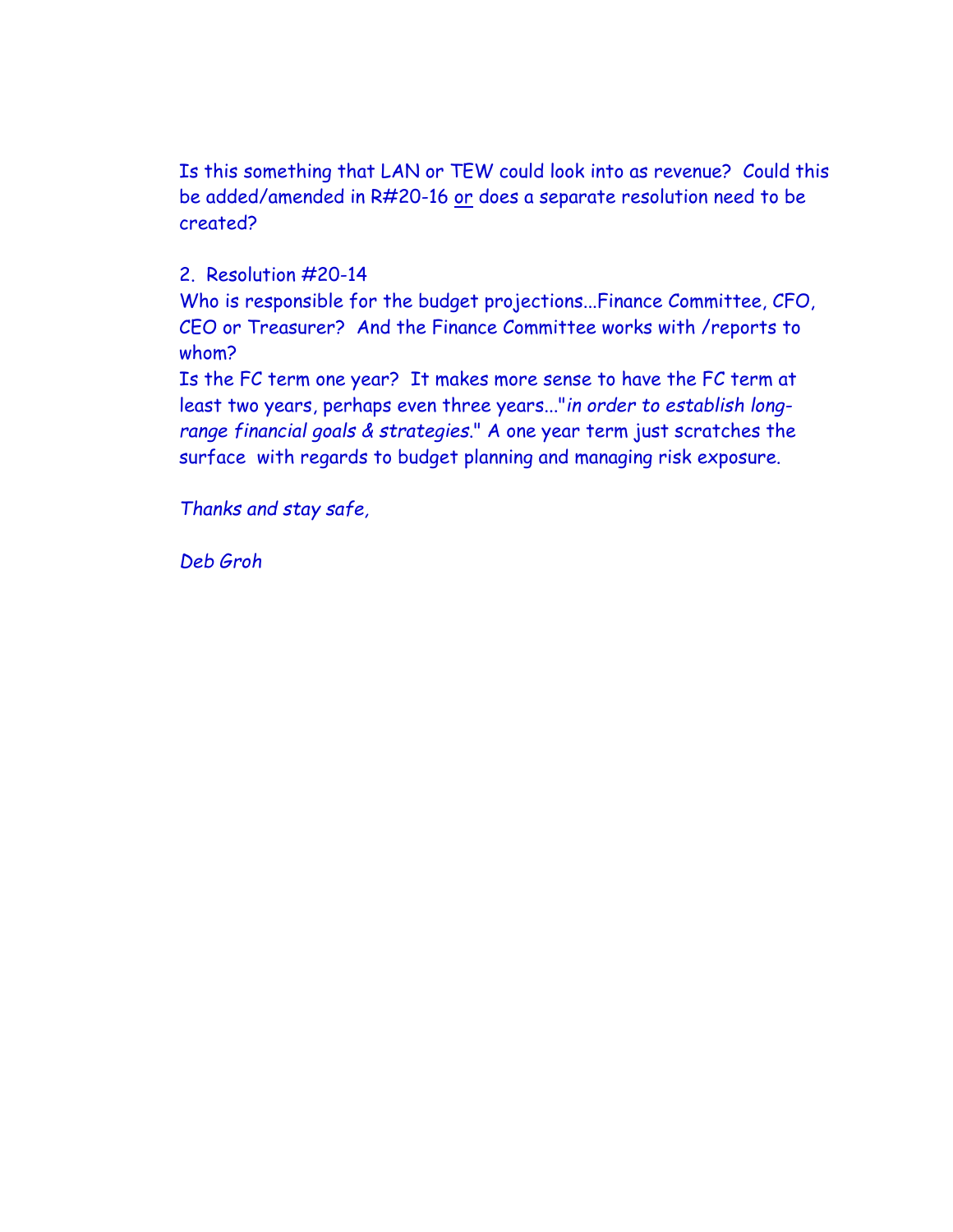Is this something that LAN or TEW could look into as revenue? Could this be added/amended in R#20-16 <u>or</u> does a separate resolution need to be created?

2. Resolution #20-14

Who is responsible for the budget projections...Finance Committee, CFO, CEO or Treasurer? And the Finance Committee works with /reports to whom?

Is the FC term one year? It makes more sense to have the FC term at least two years, perhaps even three years..."*in order to establish long-range financial goals & strategies*." A one year term just scratches the surface with regards to budget planning and managing risk exposure.

*Thanks and stay safe,*

*Deb Groh*